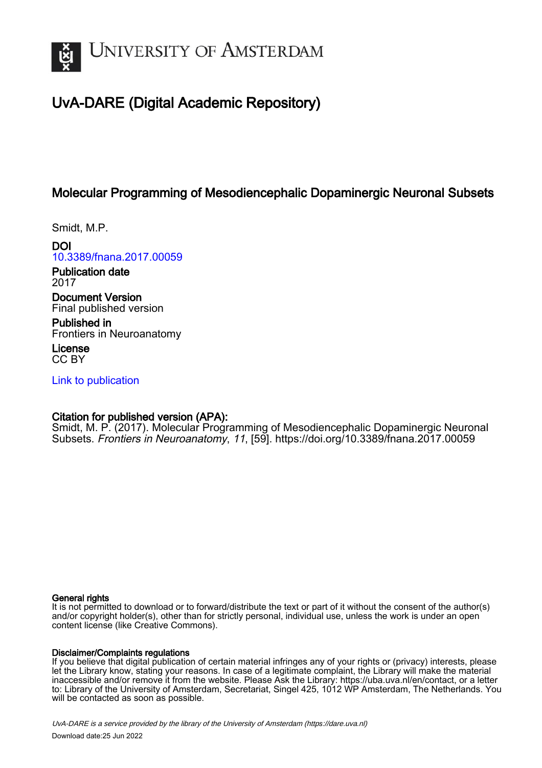UNIVERSITY OF AMSTERDAM

# UvA-DARE (Digital Academic Repository)

## Molecular Programming of Mesodiencephalic Dopaminergic Neuronal Subsets

Smidt, M.P.

**DOI**
10.3389/fnana.2017.00059

**Publication date**
2017

**Document Version**
Final published version

**Published in**
Frontiers in Neuroanatomy

**License**
CC BY

Link to publication

**Citation for published version (APA):**
Smidt, M. P. (2017). Molecular Programming of Mesodiencephalic Dopaminergic Neuronal Subsets. *Frontiers in Neuroanatomy*, *11*, [59]. https://doi.org/10.3389/fnana.2017.00059

**General rights**
It is not permitted to download or to forward/distribute the text or part of it without the consent of the author(s) and/or copyright holder(s), other than for strictly personal, individual use, unless the work is under an open content license (like Creative Commons).

**Disclaimer/Complaints regulations**
If you believe that digital publication of certain material infringes any of your rights or (privacy) interests, please let the Library know, stating your reasons. In case of a legitimate complaint, the Library will make the material inaccessible and/or remove it from the website. Please Ask the Library: https://uba.uva.nl/en/contact, or a letter to: Library of the University of Amsterdam, Secretariat, Singel 425, 1012 WP Amsterdam, The Netherlands. You will be contacted as soon as possible.

UvA-DARE is a service provided by the library of the University of Amsterdam (https://dare.uva.nl)

Download date:25 Jun 2022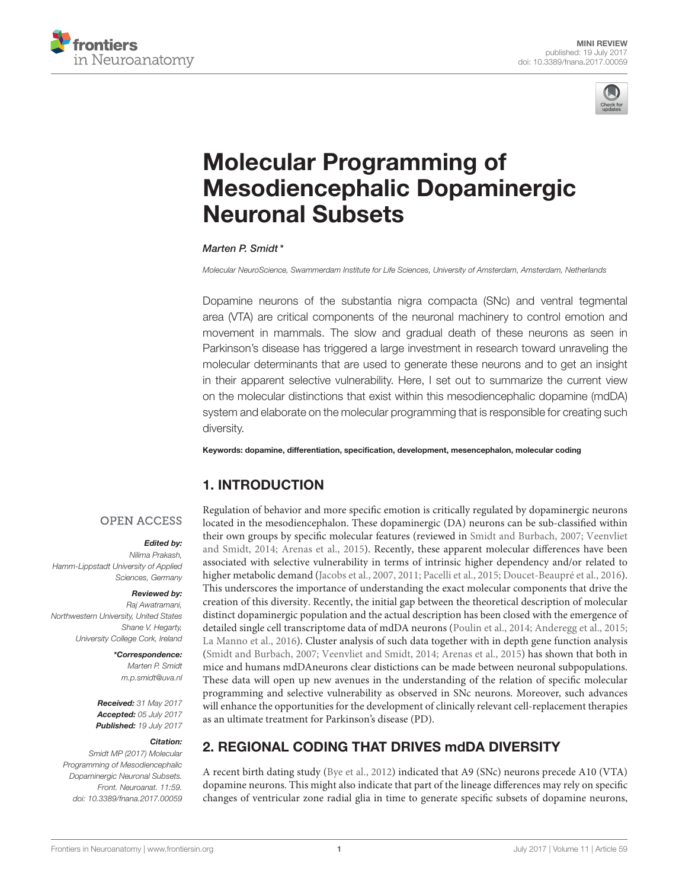# Molecular Programming of Mesodiencephalic Dopaminergic Neuronal Subsets

*Marten P. Smidt\**

Molecular NeuroScience, Swammerdam Institute for Life Sciences, University of Amsterdam, Amsterdam, Netherlands

Dopamine neurons of the substantia nigra compacta (SNc) and ventral tegmental area (VTA) are critical components of the neuronal machinery to control emotion and movement in mammals. The slow and gradual death of these neurons as seen in Parkinson's disease has triggered a large investment in research toward unraveling the molecular determinants that are used to generate these neurons and to get an insight in their apparent selective vulnerability. Here, I set out to summarize the current view on the molecular distinctions that exist within this mesodiencephalic dopamine (mdDA) system and elaborate on the molecular programming that is responsible for creating such diversity.

**Keywords: dopamine, differentiation, specification, development, mesencephalon, molecular coding**

OPEN ACCESS

***Edited by:***
*Nilima Prakash,*
*Hamm-Lippstadt University of Applied Sciences, Germany*

***Reviewed by:***
*Raj Awatramani,*
*Northwestern University, United States*
*Shane V. Hegarty,*
*University College Cork, Ireland*

***\*Correspondence:***
*Marten P. Smidt*
*m.p.smidt@uva.nl*

***Received:*** *31 May 2017*
***Accepted:*** *05 July 2017*
***Published:*** *19 July 2017*

***Citation:***
*Smidt MP (2017) Molecular Programming of Mesodiencephalic Dopaminergic Neuronal Subsets. Front. Neuroanat. 11:59. doi: 10.3389/fnana.2017.00059*

## 1. INTRODUCTION

Regulation of behavior and more specific emotion is critically regulated by dopaminergic neurons located in the mesodiencephalon. These dopaminergic (DA) neurons can be sub-classified within their own groups by specific molecular features (reviewed in Smidt and Burbach, 2007; Veenvliet and Smidt, 2014; Arenas et al., 2015). Recently, these apparent molecular differences have been associated with selective vulnerability in terms of intrinsic higher dependency and/or related to higher metabolic demand (Jacobs et al., 2007, 2011; Pacelli et al., 2015; Doucet-Beaupré et al., 2016). This underscores the importance of understanding the exact molecular components that drive the creation of this diversity. Recently, the initial gap between the theoretical description of molecular distinct dopaminergic population and the actual description has been closed with the emergence of detailed single cell transcriptome data of mdDA neurons (Poulin et al., 2014; Anderegg et al., 2015; La Manno et al., 2016). Cluster analysis of such data together with in depth gene function analysis (Smidt and Burbach, 2007; Veenvliet and Smidt, 2014; Arenas et al., 2015) has shown that both in mice and humans mdDAneurons clear distictions can be made between neuronal subpopulations. These data will open up new avenues in the understanding of the relation of specific molecular programming and selective vulnerability as observed in SNc neurons. Moreover, such advances will enhance the opportunities for the development of clinically relevant cell-replacement therapies as an ultimate treatment for Parkinson's disease (PD).

## 2. REGIONAL CODING THAT DRIVES mdDA DIVERSITY

A recent birth dating study (Bye et al., 2012) indicated that A9 (SNc) neurons precede A10 (VTA) dopamine neurons. This might also indicate that part of the lineage differences may rely on specific changes of ventricular zone radial glia in time to generate specific subsets of dopamine neurons,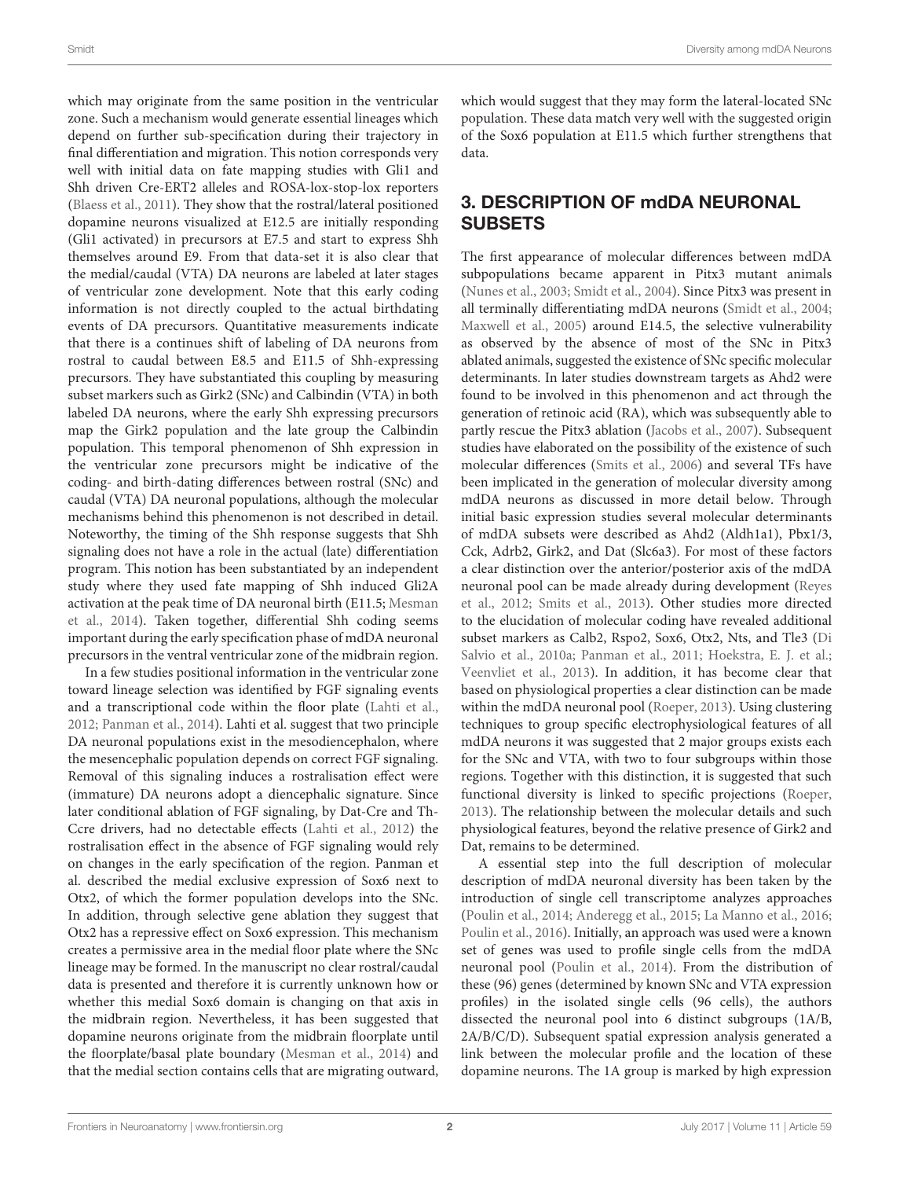which may originate from the same position in the ventricular zone. Such a mechanism would generate essential lineages which depend on further sub-specification during their trajectory in final differentiation and migration. This notion corresponds very well with initial data on fate mapping studies with Gli1 and Shh driven Cre-ERT2 alleles and ROSA-lox-stop-lox reporters (Blaess et al., 2011). They show that the rostral/lateral positioned dopamine neurons visualized at E12.5 are initially responding (Gli1 activated) in precursors at E7.5 and start to express Shh themselves around E9. From that data-set it is also clear that the medial/caudal (VTA) DA neurons are labeled at later stages of ventricular zone development. Note that this early coding information is not directly coupled to the actual birthdating events of DA precursors. Quantitative measurements indicate that there is a continues shift of labeling of DA neurons from rostral to caudal between E8.5 and E11.5 of Shh-expressing precursors. They have substantiated this coupling by measuring subset markers such as Girk2 (SNc) and Calbindin (VTA) in both labeled DA neurons, where the early Shh expressing precursors map the Girk2 population and the late group the Calbindin population. This temporal phenomenon of Shh expression in the ventricular zone precursors might be indicative of the coding- and birth-dating differences between rostral (SNc) and caudal (VTA) DA neuronal populations, although the molecular mechanisms behind this phenomenon is not described in detail. Noteworthy, the timing of the Shh response suggests that Shh signaling does not have a role in the actual (late) differentiation program. This notion has been substantiated by an independent study where they used fate mapping of Shh induced Gli2A activation at the peak time of DA neuronal birth (E11.5; Mesman et al., 2014). Taken together, differential Shh coding seems important during the early specification phase of mdDA neuronal precursors in the ventral ventricular zone of the midbrain region.

In a few studies positional information in the ventricular zone toward lineage selection was identified by FGF signaling events and a transcriptional code within the floor plate (Lahti et al., 2012; Panman et al., 2014). Lahti et al. suggest that two principle DA neuronal populations exist in the mesodiencephalon, where the mesencephalic population depends on correct FGF signaling. Removal of this signaling induces a rostralisation effect were (immature) DA neurons adopt a diencephalic signature. Since later conditional ablation of FGF signaling, by Dat-Cre and Th-Ccre drivers, had no detectable effects (Lahti et al., 2012) the rostralisation effect in the absence of FGF signaling would rely on changes in the early specification of the region. Panman et al. described the medial exclusive expression of Sox6 next to Otx2, of which the former population develops into the SNc. In addition, through selective gene ablation they suggest that Otx2 has a repressive effect on Sox6 expression. This mechanism creates a permissive area in the medial floor plate where the SNc lineage may be formed. In the manuscript no clear rostral/caudal data is presented and therefore it is currently unknown how or whether this medial Sox6 domain is changing on that axis in the midbrain region. Nevertheless, it has been suggested that dopamine neurons originate from the midbrain floorplate until the floorplate/basal plate boundary (Mesman et al., 2014) and that the medial section contains cells that are migrating outward, which would suggest that they may form the lateral-located SNc population. These data match very well with the suggested origin of the Sox6 population at E11.5 which further strengthens that data.

## 3. DESCRIPTION OF mdDA NEURONAL SUBSETS

The first appearance of molecular differences between mdDA subpopulations became apparent in Pitx3 mutant animals (Nunes et al., 2003; Smidt et al., 2004). Since Pitx3 was present in all terminally differentiating mdDA neurons (Smidt et al., 2004; Maxwell et al., 2005) around E14.5, the selective vulnerability as observed by the absence of most of the SNc in Pitx3 ablated animals, suggested the existence of SNc specific molecular determinants. In later studies downstream targets as Ahd2 were found to be involved in this phenomenon and act through the generation of retinoic acid (RA), which was subsequently able to partly rescue the Pitx3 ablation (Jacobs et al., 2007). Subsequent studies have elaborated on the possibility of the existence of such molecular differences (Smits et al., 2006) and several TFs have been implicated in the generation of molecular diversity among mdDA neurons as discussed in more detail below. Through initial basic expression studies several molecular determinants of mdDA subsets were described as Ahd2 (Aldh1a1), Pbx1/3, Cck, Adrb2, Girk2, and Dat (Slc6a3). For most of these factors a clear distinction over the anterior/posterior axis of the mdDA neuronal pool can be made already during development (Reyes et al., 2012; Smits et al., 2013). Other studies more directed to the elucidation of molecular coding have revealed additional subset markers as Calb2, Rspo2, Sox6, Otx2, Nts, and Tle3 (Di Salvio et al., 2010a; Panman et al., 2011; Hoekstra, E. J. et al.; Veenvliet et al., 2013). In addition, it has become clear that based on physiological properties a clear distinction can be made within the mdDA neuronal pool (Roeper, 2013). Using clustering techniques to group specific electrophysiological features of all mdDA neurons it was suggested that 2 major groups exists each for the SNc and VTA, with two to four subgroups within those regions. Together with this distinction, it is suggested that such functional diversity is linked to specific projections (Roeper, 2013). The relationship between the molecular details and such physiological features, beyond the relative presence of Girk2 and Dat, remains to be determined.

A essential step into the full description of molecular description of mdDA neuronal diversity has been taken by the introduction of single cell transcriptome analyzes approaches (Poulin et al., 2014; Anderegg et al., 2015; La Manno et al., 2016; Poulin et al., 2016). Initially, an approach was used were a known set of genes was used to profile single cells from the mdDA neuronal pool (Poulin et al., 2014). From the distribution of these (96) genes (determined by known SNc and VTA expression profiles) in the isolated single cells (96 cells), the authors dissected the neuronal pool into 6 distinct subgroups (1A/B, 2A/B/C/D). Subsequent spatial expression analysis generated a link between the molecular profile and the location of these dopamine neurons. The 1A group is marked by high expression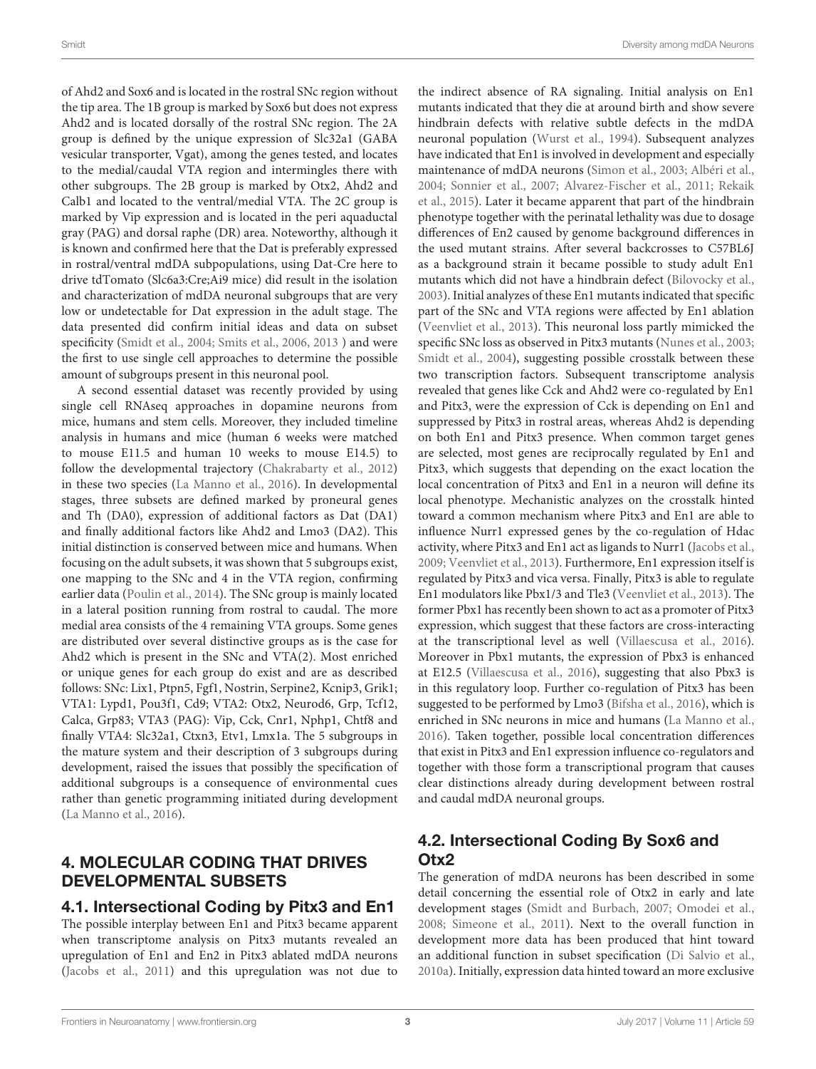of Ahd2 and Sox6 and is located in the rostral SNc region without the tip area. The 1B group is marked by Sox6 but does not express Ahd2 and is located dorsally of the rostral SNc region. The 2A group is defined by the unique expression of Slc32a1 (GABA vesicular transporter, Vgat), among the genes tested, and locates to the medial/caudal VTA region and intermingles there with other subgroups. The 2B group is marked by Otx2, Ahd2 and Calb1 and located to the ventral/medial VTA. The 2C group is marked by Vip expression and is located in the peri aquaductal gray (PAG) and dorsal raphe (DR) area. Noteworthy, although it is known and confirmed here that the Dat is preferably expressed in rostral/ventral mdDA subpopulations, using Dat-Cre here to drive tdTomato (Slc6a3:Cre;Ai9 mice) did result in the isolation and characterization of mdDA neuronal subgroups that are very low or undetectable for Dat expression in the adult stage. The data presented did confirm initial ideas and data on subset specificity (Smidt et al., 2004; Smits et al., 2006, 2013 ) and were the first to use single cell approaches to determine the possible amount of subgroups present in this neuronal pool.

A second essential dataset was recently provided by using single cell RNAseq approaches in dopamine neurons from mice, humans and stem cells. Moreover, they included timeline analysis in humans and mice (human 6 weeks were matched to mouse E11.5 and human 10 weeks to mouse E14.5) to follow the developmental trajectory (Chakrabarty et al., 2012) in these two species (La Manno et al., 2016). In developmental stages, three subsets are defined marked by proneural genes and Th (DA0), expression of additional factors as Dat (DA1) and finally additional factors like Ahd2 and Lmo3 (DA2). This initial distinction is conserved between mice and humans. When focusing on the adult subsets, it was shown that 5 subgroups exist, one mapping to the SNc and 4 in the VTA region, confirming earlier data (Poulin et al., 2014). The SNc group is mainly located in a lateral position running from rostral to caudal. The more medial area consists of the 4 remaining VTA groups. Some genes are distributed over several distinctive groups as is the case for Ahd2 which is present in the SNc and VTA(2). Most enriched or unique genes for each group do exist and are as described follows: SNc: Lix1, Ptpn5, Fgf1, Nostrin, Serpine2, Kcnip3, Grik1; VTA1: Lypd1, Pou3f1, Cd9; VTA2: Otx2, Neurod6, Grp, Tcf12, Calca, Grp83; VTA3 (PAG): Vip, Cck, Cnr1, Nphp1, Chtf8 and finally VTA4: Slc32a1, Ctxn3, Etv1, Lmx1a. The 5 subgroups in the mature system and their description of 3 subgroups during development, raised the issues that possibly the specification of additional subgroups is a consequence of environmental cues rather than genetic programming initiated during development (La Manno et al., 2016).

## 4. MOLECULAR CODING THAT DRIVES DEVELOPMENTAL SUBSETS

### 4.1. Intersectional Coding by Pitx3 and En1

The possible interplay between En1 and Pitx3 became apparent when transcriptome analysis on Pitx3 mutants revealed an upregulation of En1 and En2 in Pitx3 ablated mdDA neurons (Jacobs et al., 2011) and this upregulation was not due to the indirect absence of RA signaling. Initial analysis on En1 mutants indicated that they die at around birth and show severe hindbrain defects with relative subtle defects in the mdDA neuronal population (Wurst et al., 1994). Subsequent analyzes have indicated that En1 is involved in development and especially maintenance of mdDA neurons (Simon et al., 2003; Albéri et al., 2004; Sonnier et al., 2007; Alvarez-Fischer et al., 2011; Rekaik et al., 2015). Later it became apparent that part of the hindbrain phenotype together with the perinatal lethality was due to dosage differences of En2 caused by genome background differences in the used mutant strains. After several backcrosses to C57BL6J as a background strain it became possible to study adult En1 mutants which did not have a hindbrain defect (Bilovocky et al., 2003). Initial analyzes of these En1 mutants indicated that specific part of the SNc and VTA regions were affected by En1 ablation (Veenvliet et al., 2013). This neuronal loss partly mimicked the specific SNc loss as observed in Pitx3 mutants (Nunes et al., 2003; Smidt et al., 2004), suggesting possible crosstalk between these two transcription factors. Subsequent transcriptome analysis revealed that genes like Cck and Ahd2 were co-regulated by En1 and Pitx3, were the expression of Cck is depending on En1 and suppressed by Pitx3 in rostral areas, whereas Ahd2 is depending on both En1 and Pitx3 presence. When common target genes are selected, most genes are reciprocally regulated by En1 and Pitx3, which suggests that depending on the exact location the local concentration of Pitx3 and En1 in a neuron will define its local phenotype. Mechanistic analyzes on the crosstalk hinted toward a common mechanism where Pitx3 and En1 are able to influence Nurr1 expressed genes by the co-regulation of Hdac activity, where Pitx3 and En1 act as ligands to Nurr1 (Jacobs et al., 2009; Veenvliet et al., 2013). Furthermore, En1 expression itself is regulated by Pitx3 and vica versa. Finally, Pitx3 is able to regulate En1 modulators like Pbx1/3 and Tle3 (Veenvliet et al., 2013). The former Pbx1 has recently been shown to act as a promoter of Pitx3 expression, which suggest that these factors are cross-interacting at the transcriptional level as well (Villaescusa et al., 2016). Moreover in Pbx1 mutants, the expression of Pbx3 is enhanced at E12.5 (Villaescusa et al., 2016), suggesting that also Pbx3 is in this regulatory loop. Further co-regulation of Pitx3 has been suggested to be performed by Lmo3 (Bifsha et al., 2016), which is enriched in SNc neurons in mice and humans (La Manno et al., 2016). Taken together, possible local concentration differences that exist in Pitx3 and En1 expression influence co-regulators and together with those form a transcriptional program that causes clear distinctions already during development between rostral and caudal mdDA neuronal groups.

### 4.2. Intersectional Coding By Sox6 and Otx2

The generation of mdDA neurons has been described in some detail concerning the essential role of Otx2 in early and late development stages (Smidt and Burbach, 2007; Omodei et al., 2008; Simeone et al., 2011). Next to the overall function in development more data has been produced that hint toward an additional function in subset specification (Di Salvio et al., 2010a). Initially, expression data hinted toward an more exclusive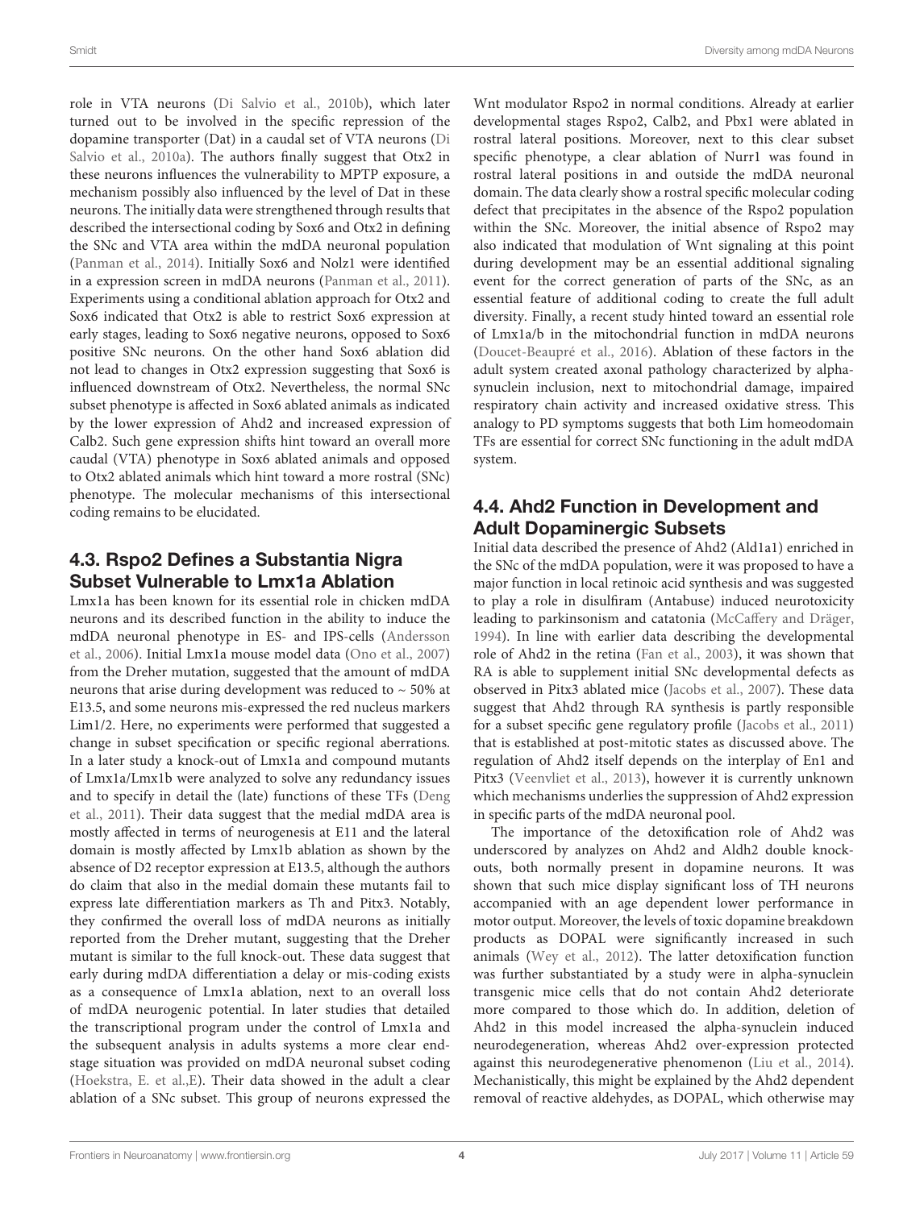role in VTA neurons (Di Salvio et al., 2010b), which later turned out to be involved in the specific repression of the dopamine transporter (Dat) in a caudal set of VTA neurons (Di Salvio et al., 2010a). The authors finally suggest that Otx2 in these neurons influences the vulnerability to MPTP exposure, a mechanism possibly also influenced by the level of Dat in these neurons. The initially data were strengthened through results that described the intersectional coding by Sox6 and Otx2 in defining the SNc and VTA area within the mdDA neuronal population (Panman et al., 2014). Initially Sox6 and Nolz1 were identified in a expression screen in mdDA neurons (Panman et al., 2011). Experiments using a conditional ablation approach for Otx2 and Sox6 indicated that Otx2 is able to restrict Sox6 expression at early stages, leading to Sox6 negative neurons, opposed to Sox6 positive SNc neurons. On the other hand Sox6 ablation did not lead to changes in Otx2 expression suggesting that Sox6 is influenced downstream of Otx2. Nevertheless, the normal SNc subset phenotype is affected in Sox6 ablated animals as indicated by the lower expression of Ahd2 and increased expression of Calb2. Such gene expression shifts hint toward an overall more caudal (VTA) phenotype in Sox6 ablated animals and opposed to Otx2 ablated animals which hint toward a more rostral (SNc) phenotype. The molecular mechanisms of this intersectional coding remains to be elucidated.

## 4.3. Rspo2 Defines a Substantia Nigra Subset Vulnerable to Lmx1a Ablation

Lmx1a has been known for its essential role in chicken mdDA neurons and its described function in the ability to induce the mdDA neuronal phenotype in ES- and IPS-cells (Andersson et al., 2006). Initial Lmx1a mouse model data (Ono et al., 2007) from the Dreher mutation, suggested that the amount of mdDA neurons that arise during development was reduced to ~ 50% at E13.5, and some neurons mis-expressed the red nucleus markers Lim1/2. Here, no experiments were performed that suggested a change in subset specification or specific regional aberrations. In a later study a knock-out of Lmx1a and compound mutants of Lmx1a/Lmx1b were analyzed to solve any redundancy issues and to specify in detail the (late) functions of these TFs (Deng et al., 2011). Their data suggest that the medial mdDA area is mostly affected in terms of neurogenesis at E11 and the lateral domain is mostly affected by Lmx1b ablation as shown by the absence of D2 receptor expression at E13.5, although the authors do claim that also in the medial domain these mutants fail to express late differentiation markers as Th and Pitx3. Notably, they confirmed the overall loss of mdDA neurons as initially reported from the Dreher mutant, suggesting that the Dreher mutant is similar to the full knock-out. These data suggest that early during mdDA differentiation a delay or mis-coding exists as a consequence of Lmx1a ablation, next to an overall loss of mdDA neurogenic potential. In later studies that detailed the transcriptional program under the control of Lmx1a and the subsequent analysis in adults systems a more clear end-stage situation was provided on mdDA neuronal subset coding (Hoekstra, E. et al.,E). Their data showed in the adult a clear ablation of a SNc subset. This group of neurons expressed the Wnt modulator Rspo2 in normal conditions. Already at earlier developmental stages Rspo2, Calb2, and Pbx1 were ablated in rostral lateral positions. Moreover, next to this clear subset specific phenotype, a clear ablation of Nurr1 was found in rostral lateral positions in and outside the mdDA neuronal domain. The data clearly show a rostral specific molecular coding defect that precipitates in the absence of the Rspo2 population within the SNc. Moreover, the initial absence of Rspo2 may also indicated that modulation of Wnt signaling at this point during development may be an essential additional signaling event for the correct generation of parts of the SNc, as an essential feature of additional coding to create the full adult diversity. Finally, a recent study hinted toward an essential role of Lmx1a/b in the mitochondrial function in mdDA neurons (Doucet-Beaupré et al., 2016). Ablation of these factors in the adult system created axonal pathology characterized by alpha-synuclein inclusion, next to mitochondrial damage, impaired respiratory chain activity and increased oxidative stress. This analogy to PD symptoms suggests that both Lim homeodomain TFs are essential for correct SNc functioning in the adult mdDA system.

## 4.4. Ahd2 Function in Development and Adult Dopaminergic Subsets

Initial data described the presence of Ahd2 (Ald1a1) enriched in the SNc of the mdDA population, were it was proposed to have a major function in local retinoic acid synthesis and was suggested to play a role in disulfiram (Antabuse) induced neurotoxicity leading to parkinsonism and catatonia (McCaffery and Dräger, 1994). In line with earlier data describing the developmental role of Ahd2 in the retina (Fan et al., 2003), it was shown that RA is able to supplement initial SNc developmental defects as observed in Pitx3 ablated mice (Jacobs et al., 2007). These data suggest that Ahd2 through RA synthesis is partly responsible for a subset specific gene regulatory profile (Jacobs et al., 2011) that is established at post-mitotic states as discussed above. The regulation of Ahd2 itself depends on the interplay of En1 and Pitx3 (Veenvliet et al., 2013), however it is currently unknown which mechanisms underlies the suppression of Ahd2 expression in specific parts of the mdDA neuronal pool.

The importance of the detoxification role of Ahd2 was underscored by analyzes on Ahd2 and Aldh2 double knock-outs, both normally present in dopamine neurons. It was shown that such mice display significant loss of TH neurons accompanied with an age dependent lower performance in motor output. Moreover, the levels of toxic dopamine breakdown products as DOPAL were significantly increased in such animals (Wey et al., 2012). The latter detoxification function was further substantiated by a study were in alpha-synuclein transgenic mice cells that do not contain Ahd2 deteriorate more compared to those which do. In addition, deletion of Ahd2 in this model increased the alpha-synuclein induced neurodegeneration, whereas Ahd2 over-expression protected against this neurodegenerative phenomenon (Liu et al., 2014). Mechanistically, this might be explained by the Ahd2 dependent removal of reactive aldehydes, as DOPAL, which otherwise may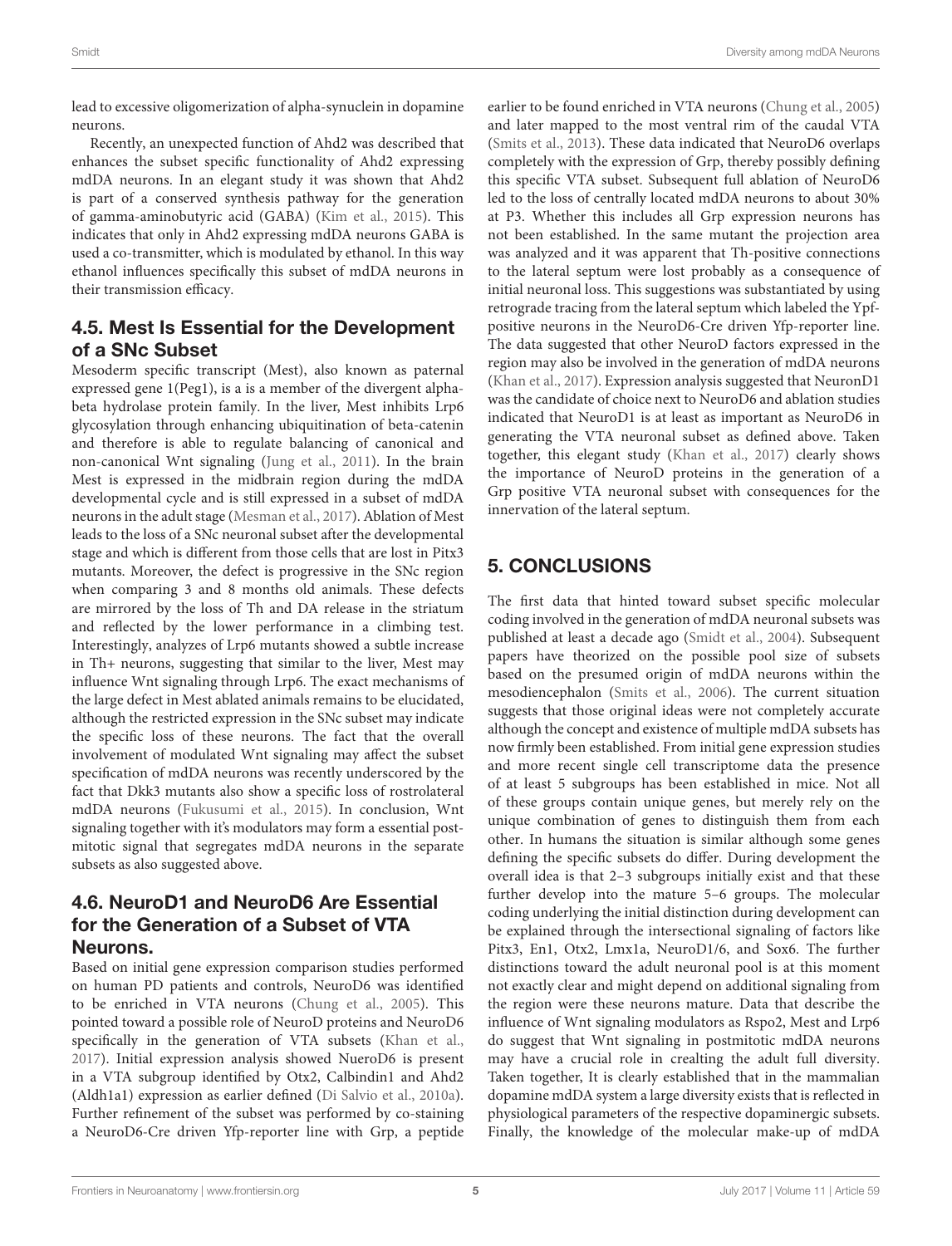lead to excessive oligomerization of alpha-synuclein in dopamine neurons.

Recently, an unexpected function of Ahd2 was described that enhances the subset specific functionality of Ahd2 expressing mdDA neurons. In an elegant study it was shown that Ahd2 is part of a conserved synthesis pathway for the generation of gamma-aminobutyric acid (GABA) (Kim et al., 2015). This indicates that only in Ahd2 expressing mdDA neurons GABA is used a co-transmitter, which is modulated by ethanol. In this way ethanol influences specifically this subset of mdDA neurons in their transmission efficacy.

## 4.5. Mest Is Essential for the Development of a SNc Subset

Mesoderm specific transcript (Mest), also known as paternal expressed gene 1(Peg1), is a is a member of the divergent alpha-beta hydrolase protein family. In the liver, Mest inhibits Lrp6 glycosylation through enhancing ubiquitination of beta-catenin and therefore is able to regulate balancing of canonical and non-canonical Wnt signaling (Jung et al., 2011). In the brain Mest is expressed in the midbrain region during the mdDA developmental cycle and is still expressed in a subset of mdDA neurons in the adult stage (Mesman et al., 2017). Ablation of Mest leads to the loss of a SNc neuronal subset after the developmental stage and which is different from those cells that are lost in Pitx3 mutants. Moreover, the defect is progressive in the SNc region when comparing 3 and 8 months old animals. These defects are mirrored by the loss of Th and DA release in the striatum and reflected by the lower performance in a climbing test. Interestingly, analyzes of Lrp6 mutants showed a subtle increase in Th+ neurons, suggesting that similar to the liver, Mest may influence Wnt signaling through Lrp6. The exact mechanisms of the large defect in Mest ablated animals remains to be elucidated, although the restricted expression in the SNc subset may indicate the specific loss of these neurons. The fact that the overall involvement of modulated Wnt signaling may affect the subset specification of mdDA neurons was recently underscored by the fact that Dkk3 mutants also show a specific loss of rostrolateral mdDA neurons (Fukusumi et al., 2015). In conclusion, Wnt signaling together with it's modulators may form a essential post-mitotic signal that segregates mdDA neurons in the separate subsets as also suggested above.

## 4.6. NeuroD1 and NeuroD6 Are Essential for the Generation of a Subset of VTA Neurons.

Based on initial gene expression comparison studies performed on human PD patients and controls, NeuroD6 was identified to be enriched in VTA neurons (Chung et al., 2005). This pointed toward a possible role of NeuroD proteins and NeuroD6 specifically in the generation of VTA subsets (Khan et al., 2017). Initial expression analysis showed NueroD6 is present in a VTA subgroup identified by Otx2, Calbindin1 and Ahd2 (Aldh1a1) expression as earlier defined (Di Salvio et al., 2010a). Further refinement of the subset was performed by co-staining a NeuroD6-Cre driven Yfp-reporter line with Grp, a peptide earlier to be found enriched in VTA neurons (Chung et al., 2005) and later mapped to the most ventral rim of the caudal VTA (Smits et al., 2013). These data indicated that NeuroD6 overlaps completely with the expression of Grp, thereby possibly defining this specific VTA subset. Subsequent full ablation of NeuroD6 led to the loss of centrally located mdDA neurons to about 30% at P3. Whether this includes all Grp expression neurons has not been established. In the same mutant the projection area was analyzed and it was apparent that Th-positive connections to the lateral septum were lost probably as a consequence of initial neuronal loss. This suggestions was substantiated by using retrograde tracing from the lateral septum which labeled the Ypf-positive neurons in the NeuroD6-Cre driven Yfp-reporter line. The data suggested that other NeuroD factors expressed in the region may also be involved in the generation of mdDA neurons (Khan et al., 2017). Expression analysis suggested that NeuronD1 was the candidate of choice next to NeuroD6 and ablation studies indicated that NeuroD1 is at least as important as NeuroD6 in generating the VTA neuronal subset as defined above. Taken together, this elegant study (Khan et al., 2017) clearly shows the importance of NeuroD proteins in the generation of a Grp positive VTA neuronal subset with consequences for the innervation of the lateral septum.

# 5. CONCLUSIONS

The first data that hinted toward subset specific molecular coding involved in the generation of mdDA neuronal subsets was published at least a decade ago (Smidt et al., 2004). Subsequent papers have theorized on the possible pool size of subsets based on the presumed origin of mdDA neurons within the mesodiencephalon (Smits et al., 2006). The current situation suggests that those original ideas were not completely accurate although the concept and existence of multiple mdDA subsets has now firmly been established. From initial gene expression studies and more recent single cell transcriptome data the presence of at least 5 subgroups has been established in mice. Not all of these groups contain unique genes, but merely rely on the unique combination of genes to distinguish them from each other. In humans the situation is similar although some genes defining the specific subsets do differ. During development the overall idea is that 2–3 subgroups initially exist and that these further develop into the mature 5–6 groups. The molecular coding underlying the initial distinction during development can be explained through the intersectional signaling of factors like Pitx3, En1, Otx2, Lmx1a, NeuroD1/6, and Sox6. The further distinctions toward the adult neuronal pool is at this moment not exactly clear and might depend on additional signaling from the region were these neurons mature. Data that describe the influence of Wnt signaling modulators as Rspo2, Mest and Lrp6 do suggest that Wnt signaling in postmitotic mdDA neurons may have a crucial role in crealting the adult full diversity. Taken together, It is clearly established that in the mammalian dopamine mdDA system a large diversity exists that is reflected in physiological parameters of the respective dopaminergic subsets. Finally, the knowledge of the molecular make-up of mdDA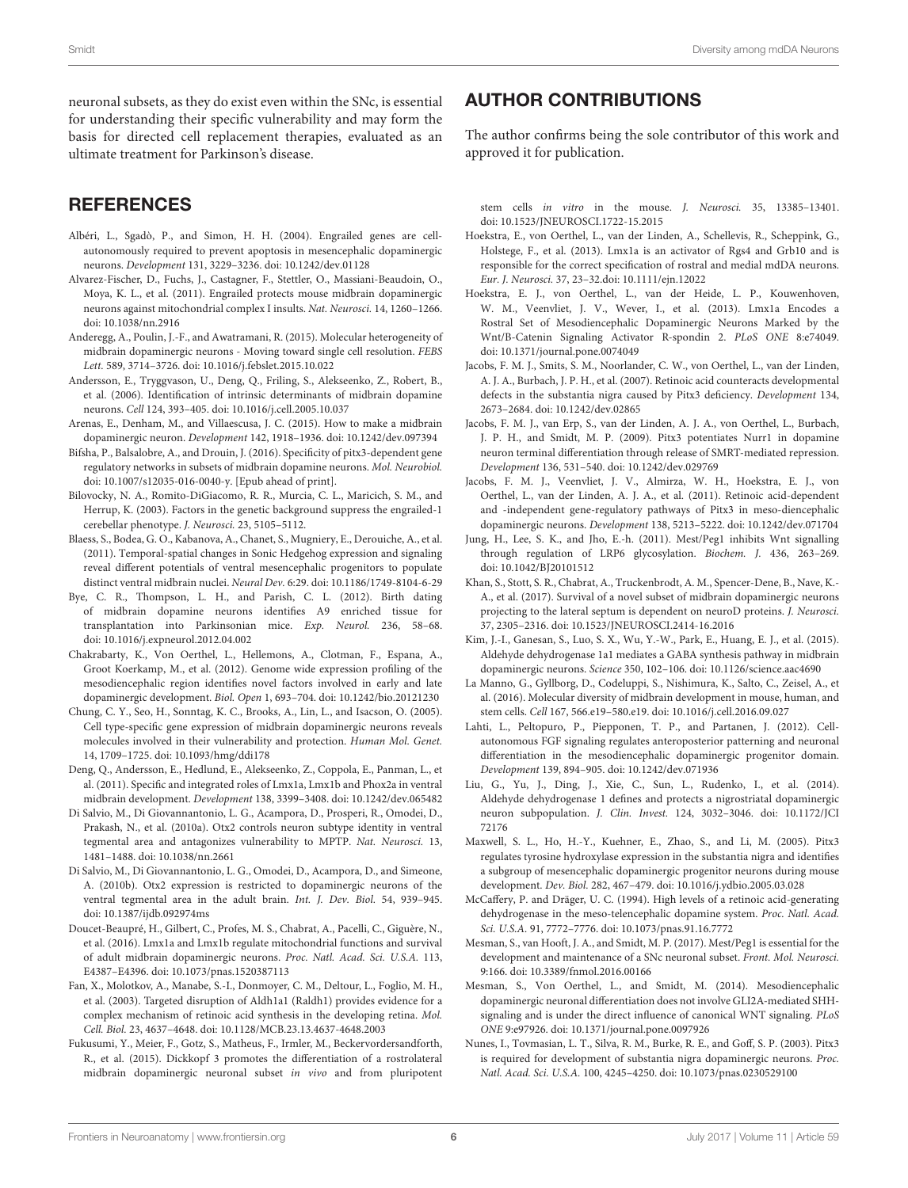neuronal subsets, as they do exist even within the SNc, is essential for understanding their specific vulnerability and may form the basis for directed cell replacement therapies, evaluated as an ultimate treatment for Parkinson's disease.

## AUTHOR CONTRIBUTIONS

The author confirms being the sole contributor of this work and approved it for publication.

## REFERENCES

Albéri, L., Sgadò, P., and Simon, H. H. (2004). Engrailed genes are cell-autonomously required to prevent apoptosis in mesencephalic dopaminergic neurons. *Development* 131, 3229–3236. doi: 10.1242/dev.01128

Alvarez-Fischer, D., Fuchs, J., Castagner, F., Stettler, O., Massiani-Beaudoin, O., Moya, K. L., et al. (2011). Engrailed protects mouse midbrain dopaminergic neurons against mitochondrial complex I insults. *Nat. Neurosci.* 14, 1260–1266. doi: 10.1038/nn.2916

Anderegg, A., Poulin, J.-F., and Awatramani, R. (2015). Molecular heterogeneity of midbrain dopaminergic neurons - Moving toward single cell resolution. *FEBS Lett.* 589, 3714–3726. doi: 10.1016/j.febslet.2015.10.022

Andersson, E., Tryggvason, U., Deng, Q., Friling, S., Alekseenko, Z., Robert, B., et al. (2006). Identification of intrinsic determinants of midbrain dopamine neurons. *Cell* 124, 393–405. doi: 10.1016/j.cell.2005.10.037

Arenas, E., Denham, M., and Villaescusa, J. C. (2015). How to make a midbrain dopaminergic neuron. *Development* 142, 1918–1936. doi: 10.1242/dev.097394

Bifsha, P., Balsalobre, A., and Drouin, J. (2016). Specificity of pitx3-dependent gene regulatory networks in subsets of midbrain dopamine neurons. *Mol. Neurobiol.* doi: 10.1007/s12035-016-0040-y. [Epub ahead of print].

Bilovocky, N. A., Romito-DiGiacomo, R. R., Murcia, C. L., Maricich, S. M., and Herrup, K. (2003). Factors in the genetic background suppress the engrailed-1 cerebellar phenotype. *J. Neurosci.* 23, 5105–5112.

Blaess, S., Bodea, G. O., Kabanova, A., Chanet, S., Mugniery, E., Derouiche, A., et al. (2011). Temporal-spatial changes in Sonic Hedgehog expression and signaling reveal different potentials of ventral mesencephalic progenitors to populate distinct ventral midbrain nuclei. *Neural Dev.* 6:29. doi: 10.1186/1749-8104-6-29

Bye, C. R., Thompson, L. H., and Parish, C. L. (2012). Birth dating of midbrain dopamine neurons identifies A9 enriched tissue for transplantation into Parkinsonian mice. *Exp. Neurol.* 236, 58–68. doi: 10.1016/j.expneurol.2012.04.002

Chakrabarty, K., Von Oerthel, L., Hellemons, A., Clotman, F., Espana, A., Groot Koerkamp, M., et al. (2012). Genome wide expression profiling of the mesodiencephalic region identifies novel factors involved in early and late dopaminergic development. *Biol. Open* 1, 693–704. doi: 10.1242/bio.20121230

Chung, C. Y., Seo, H., Sonntag, K. C., Brooks, A., Lin, L., and Isacson, O. (2005). Cell type-specific gene expression of midbrain dopaminergic neurons reveals molecules involved in their vulnerability and protection. *Human Mol. Genet.* 14, 1709–1725. doi: 10.1093/hmg/ddi178

Deng, Q., Andersson, E., Hedlund, E., Alekseenko, Z., Coppola, E., Panman, L., et al. (2011). Specific and integrated roles of Lmx1a, Lmx1b and Phox2a in ventral midbrain development. *Development* 138, 3399–3408. doi: 10.1242/dev.065482

Di Salvio, M., Di Giovannantonio, L. G., Acampora, D., Prosperi, R., Omodei, D., Prakash, N., et al. (2010a). Otx2 controls neuron subtype identity in ventral tegmental area and antagonizes vulnerability to MPTP. *Nat. Neurosci.* 13, 1481–1488. doi: 10.1038/nn.2661

Di Salvio, M., Di Giovannantonio, L. G., Omodei, D., Acampora, D., and Simeone, A. (2010b). Otx2 expression is restricted to dopaminergic neurons of the ventral tegmental area in the adult brain. *Int. J. Dev. Biol.* 54, 939–945. doi: 10.1387/ijdb.092974ms

Doucet-Beaupré, H., Gilbert, C., Profes, M. S., Chabrat, A., Pacelli, C., Giguère, N., et al. (2016). Lmx1a and Lmx1b regulate mitochondrial functions and survival of adult midbrain dopaminergic neurons. *Proc. Natl. Acad. Sci. U.S.A.* 113, E4387–E4396. doi: 10.1073/pnas.1520387113

Fan, X., Molotkov, A., Manabe, S.-I., Donmoyer, C. M., Deltour, L., Foglio, M. H., et al. (2003). Targeted disruption of Aldh1a1 (Raldh1) provides evidence for a complex mechanism of retinoic acid synthesis in the developing retina. *Mol. Cell. Biol.* 23, 4637–4648. doi: 10.1128/MCB.23.13.4637-4648.2003

Fukusumi, Y., Meier, F., Gotz, S., Matheus, F., Irmler, M., Beckervordersandforth, R., et al. (2015). Dickkopf 3 promotes the differentiation of a rostrolateral midbrain dopaminergic neuronal subset *in vivo* and from pluripotent stem cells *in vitro* in the mouse. *J. Neurosci.* 35, 13385–13401. doi: 10.1523/JNEUROSCI.1722-15.2015

Hoekstra, E., von Oerthel, L., van der Linden, A., Schellevis, R., Scheppink, G., Holstege, F., et al. (2013). Lmx1a is an activator of Rgs4 and Grb10 and is responsible for the correct specification of rostral and medial mdDA neurons. *Eur. J. Neurosci.* 37, 23–32.doi: 10.1111/ejn.12022

Hoekstra, E. J., von Oerthel, L., van der Heide, L. P., Kouwenhoven, W. M., Veenvliet, J. V., Wever, I., et al. (2013). Lmx1a Encodes a Rostral Set of Mesodiencephalic Dopaminergic Neurons Marked by the Wnt/B-Catenin Signaling Activator R-spondin 2. *PLoS ONE* 8:e74049. doi: 10.1371/journal.pone.0074049

Jacobs, F. M. J., Smits, S. M., Noorlander, C. W., von Oerthel, L., van der Linden, A. J. A., Burbach, J. P. H., et al. (2007). Retinoic acid counteracts developmental defects in the substantia nigra caused by Pitx3 deficiency. *Development* 134, 2673–2684. doi: 10.1242/dev.02865

Jacobs, F. M. J., van Erp, S., van der Linden, A. J. A., von Oerthel, L., Burbach, J. P. H., and Smidt, M. P. (2009). Pitx3 potentiates Nurr1 in dopamine neuron terminal differentiation through release of SMRT-mediated repression. *Development* 136, 531–540. doi: 10.1242/dev.029769

Jacobs, F. M. J., Veenvliet, J. V., Almirza, W. H., Hoekstra, E. J., von Oerthel, L., van der Linden, A. J. A., et al. (2011). Retinoic acid-dependent and -independent gene-regulatory pathways of Pitx3 in meso-diencephalic dopaminergic neurons. *Development* 138, 5213–5222. doi: 10.1242/dev.071704

Jung, H., Lee, S. K., and Jho, E.-h. (2011). Mest/Peg1 inhibits Wnt signalling through regulation of LRP6 glycosylation. *Biochem. J.* 436, 263–269. doi: 10.1042/BJ20101512

Khan, S., Stott, S. R., Chabrat, A., Truckenbrodt, A. M., Spencer-Dene, B., Nave, K.-A., et al. (2017). Survival of a novel subset of midbrain dopaminergic neurons projecting to the lateral septum is dependent on neuroD proteins. *J. Neurosci.* 37, 2305–2316. doi: 10.1523/JNEUROSCI.2414-16.2016

Kim, J.-I., Ganesan, S., Luo, S. X., Wu, Y.-W., Park, E., Huang, E. J., et al. (2015). Aldehyde dehydrogenase 1a1 mediates a GABA synthesis pathway in midbrain dopaminergic neurons. *Science* 350, 102–106. doi: 10.1126/science.aac4690

La Manno, G., Gyllborg, D., Codeluppi, S., Nishimura, K., Salto, C., Zeisel, A., et al. (2016). Molecular diversity of midbrain development in mouse, human, and stem cells. *Cell* 167, 566.e19–580.e19. doi: 10.1016/j.cell.2016.09.027

Lahti, L., Peltopuro, P., Piepponen, T. P., and Partanen, J. (2012). Cell-autonomous FGF signaling regulates anteroposterior patterning and neuronal differentiation in the mesodiencephalic dopaminergic progenitor domain. *Development* 139, 894–905. doi: 10.1242/dev.071936

Liu, G., Yu, J., Ding, J., Xie, C., Sun, L., Rudenko, I., et al. (2014). Aldehyde dehydrogenase 1 defines and protects a nigrostriatal dopaminergic neuron subpopulation. *J. Clin. Invest.* 124, 3032–3046. doi: 10.1172/JCI72176

Maxwell, S. L., Ho, H.-Y., Kuehner, E., Zhao, S., and Li, M. (2005). Pitx3 regulates tyrosine hydroxylase expression in the substantia nigra and identifies a subgroup of mesencephalic dopaminergic progenitor neurons during mouse development. *Dev. Biol.* 282, 467–479. doi: 10.1016/j.ydbio.2005.03.028

McCaffery, P. and Dräger, U. C. (1994). High levels of a retinoic acid-generating dehydrogenase in the meso-telencephalic dopamine system. *Proc. Natl. Acad. Sci. U.S.A.* 91, 7772–7776. doi: 10.1073/pnas.91.16.7772

Mesman, S., van Hooft, J. A., and Smidt, M. P. (2017). Mest/Peg1 is essential for the development and maintenance of a SNc neuronal subset. *Front. Mol. Neurosci.* 9:166. doi: 10.3389/fnmol.2016.00166

Mesman, S., Von Oerthel, L., and Smidt, M. (2014). Mesodiencephalic dopaminergic neuronal differentiation does not involve GLI2A-mediated SHH-signaling and is under the direct influence of canonical WNT signaling. *PLoS ONE* 9:e97926. doi: 10.1371/journal.pone.0097926

Nunes, I., Tovmasian, L. T., Silva, R. M., Burke, R. E., and Goff, S. P. (2003). Pitx3 is required for development of substantia nigra dopaminergic neurons. *Proc. Natl. Acad. Sci. U.S.A.* 100, 4245–4250. doi: 10.1073/pnas.0230529100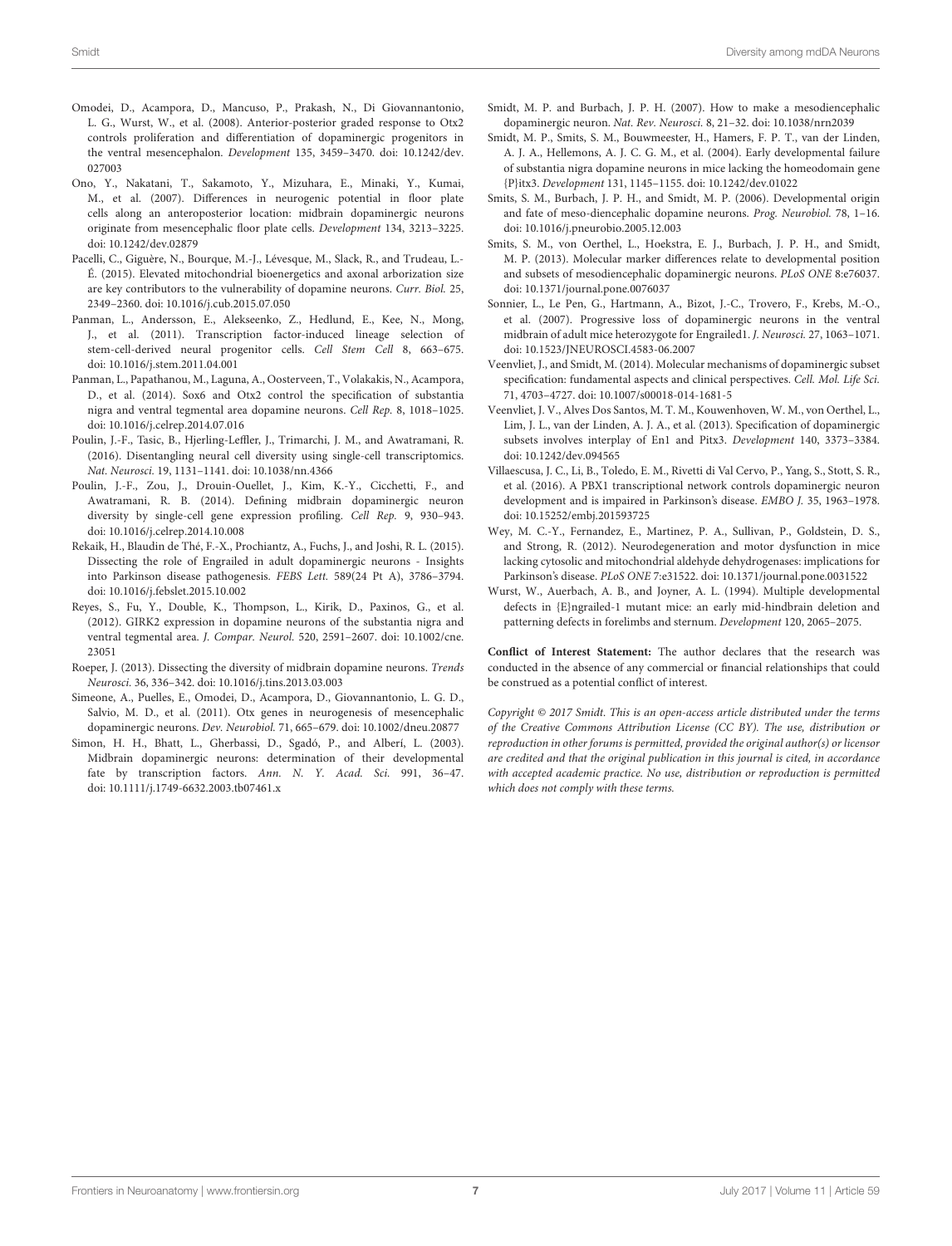Omodei, D., Acampora, D., Mancuso, P., Prakash, N., Di Giovannantonio, L. G., Wurst, W., et al. (2008). Anterior-posterior graded response to Otx2 controls proliferation and differentiation of dopaminergic progenitors in the ventral mesencephalon. *Development* 135, 3459–3470. doi: 10.1242/dev.027003

Ono, Y., Nakatani, T., Sakamoto, Y., Mizuhara, E., Minaki, Y., Kumai, M., et al. (2007). Differences in neurogenic potential in floor plate cells along an anteroposterior location: midbrain dopaminergic neurons originate from mesencephalic floor plate cells. *Development* 134, 3213–3225. doi: 10.1242/dev.02879

Pacelli, C., Giguère, N., Bourque, M.-J., Lévesque, M., Slack, R., and Trudeau, L.-É. (2015). Elevated mitochondrial bioenergetics and axonal arborization size are key contributors to the vulnerability of dopamine neurons. *Curr. Biol.* 25, 2349–2360. doi: 10.1016/j.cub.2015.07.050

Panman, L., Andersson, E., Alekseenko, Z., Hedlund, E., Kee, N., Mong, J., et al. (2011). Transcription factor-induced lineage selection of stem-cell-derived neural progenitor cells. *Cell Stem Cell* 8, 663–675. doi: 10.1016/j.stem.2011.04.001

Panman, L., Papathanou, M., Laguna, A., Oosterveen, T., Volakakis, N., Acampora, D., et al. (2014). Sox6 and Otx2 control the specification of substantia nigra and ventral tegmental area dopamine neurons. *Cell Rep.* 8, 1018–1025. doi: 10.1016/j.celrep.2014.07.016

Poulin, J.-F., Tasic, B., Hjerling-Leffler, J., Trimarchi, J. M., and Awatramani, R. (2016). Disentangling neural cell diversity using single-cell transcriptomics. *Nat. Neurosci.* 19, 1131–1141. doi: 10.1038/nn.4366

Poulin, J.-F., Zou, J., Drouin-Ouellet, J., Kim, K.-Y., Cicchetti, F., and Awatramani, R. B. (2014). Defining midbrain dopaminergic neuron diversity by single-cell gene expression profiling. *Cell Rep.* 9, 930–943. doi: 10.1016/j.celrep.2014.10.008

Rekaik, H., Blaudin de Thé, F.-X., Prochiantz, A., Fuchs, J., and Joshi, R. L. (2015). Dissecting the role of Engrailed in adult dopaminergic neurons - Insights into Parkinson disease pathogenesis. *FEBS Lett.* 589(24 Pt A), 3786–3794. doi: 10.1016/j.febslet.2015.10.002

Reyes, S., Fu, Y., Double, K., Thompson, L., Kirik, D., Paxinos, G., et al. (2012). GIRK2 expression in dopamine neurons of the substantia nigra and ventral tegmental area. *J. Compar. Neurol.* 520, 2591–2607. doi: 10.1002/cne.23051

Roeper, J. (2013). Dissecting the diversity of midbrain dopamine neurons. *Trends Neurosci.* 36, 336–342. doi: 10.1016/j.tins.2013.03.003

Simeone, A., Puelles, E., Omodei, D., Acampora, D., Giovannantonio, L. G. D., Salvio, M. D., et al. (2011). Otx genes in neurogenesis of mesencephalic dopaminergic neurons. *Dev. Neurobiol.* 71, 665–679. doi: 10.1002/dneu.20877

Simon, H. H., Bhatt, L., Gherbassi, D., Sgadó, P., and Alberí, L. (2003). Midbrain dopaminergic neurons: determination of their developmental fate by transcription factors. *Ann. N. Y. Acad. Sci.* 991, 36–47. doi: 10.1111/j.1749-6632.2003.tb07461.x

Smidt, M. P. and Burbach, J. P. H. (2007). How to make a mesodiencephalic dopaminergic neuron. *Nat. Rev. Neurosci.* 8, 21–32. doi: 10.1038/nrn2039

Smidt, M. P., Smits, S. M., Bouwmeester, H., Hamers, F. P. T., van der Linden, A. J. A., Hellemons, A. J. C. G. M., et al. (2004). Early developmental failure of substantia nigra dopamine neurons in mice lacking the homeodomain gene {P}itx3. *Development* 131, 1145–1155. doi: 10.1242/dev.01022

Smits, S. M., Burbach, J. P. H., and Smidt, M. P. (2006). Developmental origin and fate of meso-diencephalic dopamine neurons. *Prog. Neurobiol.* 78, 1–16. doi: 10.1016/j.pneurobio.2005.12.003

Smits, S. M., von Oerthel, L., Hoekstra, E. J., Burbach, J. P. H., and Smidt, M. P. (2013). Molecular marker differences relate to developmental position and subsets of mesodiencephalic dopaminergic neurons. *PLoS ONE* 8:e76037. doi: 10.1371/journal.pone.0076037

Sonnier, L., Le Pen, G., Hartmann, A., Bizot, J.-C., Trovero, F., Krebs, M.-O., et al. (2007). Progressive loss of dopaminergic neurons in the ventral midbrain of adult mice heterozygote for Engrailed1. *J. Neurosci.* 27, 1063–1071. doi: 10.1523/JNEUROSCI.4583-06.2007

Veenvliet, J., and Smidt, M. (2014). Molecular mechanisms of dopaminergic subset specification: fundamental aspects and clinical perspectives. *Cell. Mol. Life Sci.* 71, 4703–4727. doi: 10.1007/s00018-014-1681-5

Veenvliet, J. V., Alves Dos Santos, M. T. M., Kouwenhoven, W. M., von Oerthel, L., Lim, J. L., van der Linden, A. J. A., et al. (2013). Specification of dopaminergic subsets involves interplay of En1 and Pitx3. *Development* 140, 3373–3384. doi: 10.1242/dev.094565

Villaescusa, J. C., Li, B., Toledo, E. M., Rivetti di Val Cervo, P., Yang, S., Stott, S. R., et al. (2016). A PBX1 transcriptional network controls dopaminergic neuron development and is impaired in Parkinson's disease. *EMBO J.* 35, 1963–1978. doi: 10.15252/embj.201593725

Wey, M. C.-Y., Fernandez, E., Martinez, P. A., Sullivan, P., Goldstein, D. S., and Strong, R. (2012). Neurodegeneration and motor dysfunction in mice lacking cytosolic and mitochondrial aldehyde dehydrogenases: implications for Parkinson's disease. *PLoS ONE* 7:e31522. doi: 10.1371/journal.pone.0031522

Wurst, W., Auerbach, A. B., and Joyner, A. L. (1994). Multiple developmental defects in {E}ngrailed-1 mutant mice: an early mid-hindbrain deletion and patterning defects in forelimbs and sternum. *Development* 120, 2065–2075.

**Conflict of Interest Statement:** The author declares that the research was conducted in the absence of any commercial or financial relationships that could be construed as a potential conflict of interest.

*Copyright © 2017 Smidt. This is an open-access article distributed under the terms of the Creative Commons Attribution License (CC BY). The use, distribution or reproduction in other forums is permitted, provided the original author(s) or licensor are credited and that the original publication in this journal is cited, in accordance with accepted academic practice. No use, distribution or reproduction is permitted which does not comply with these terms.*